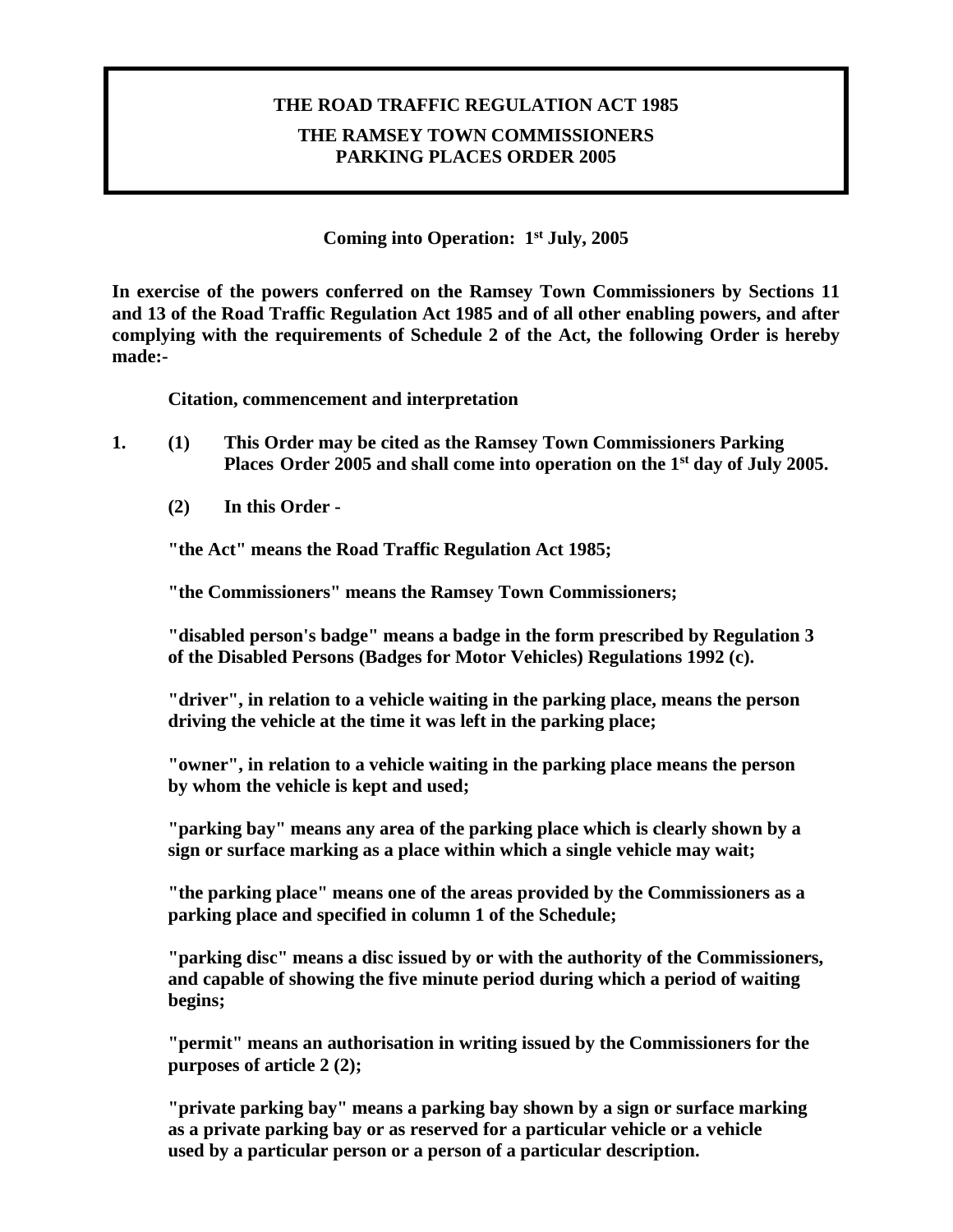# THE ROAD TRAFFIC REGULATION ACT 1985

## THE RAMSEY TOWN COMMISSIONERS PARKING PLACES ORDER 2005

**Coming into Operation: 1st July, 2005**

**In exercise of the powers conferred on the Ramsey Town Commissioners by Sections 11 and 13 of the Road Traffic Regulation Act 1985 and of all other enabling powers, and after complying with the requirements of Schedule 2 of the Act, the following Order is hereby made:-**

### Citation, commencement and interpretation

**1. (1) This Order may be cited as the Ramsey Town Commissioners Parking Places Order 2005 and shall come into operation on the 1st day of July 2005.**

**(2) In this Order -**

**"the Act" means the Road Traffic Regulation Act 1985;**

**"the Commissioners" means the Ramsey Town Commissioners;**

**"disabled person's badge" means a badge in the form prescribed by Regulation 3 of the Disabled Persons (Badges for Motor Vehicles) Regulations 1992 (c).**

**"driver", in relation to a vehicle waiting in the parking place, means the person driving the vehicle at the time it was left in the parking place;**

**"owner", in relation to a vehicle waiting in the parking place means the person by whom the vehicle is kept and used;**

**"parking bay" means any area of the parking place which is clearly shown by a sign or surface marking as a place within which a single vehicle may wait;**

**"the parking place" means one of the areas provided by the Commissioners as a parking place and specified in column 1 of the Schedule;**

**"parking disc" means a disc issued by or with the authority of the Commissioners, and capable of showing the five minute period during which a period of waiting begins;**

**"permit" means an authorisation in writing issued by the Commissioners for the purposes of article 2 (2);**

**"private parking bay" means a parking bay shown by a sign or surface marking as a private parking bay or as reserved for a particular vehicle or a vehicle used by a particular person or a person of a particular description.**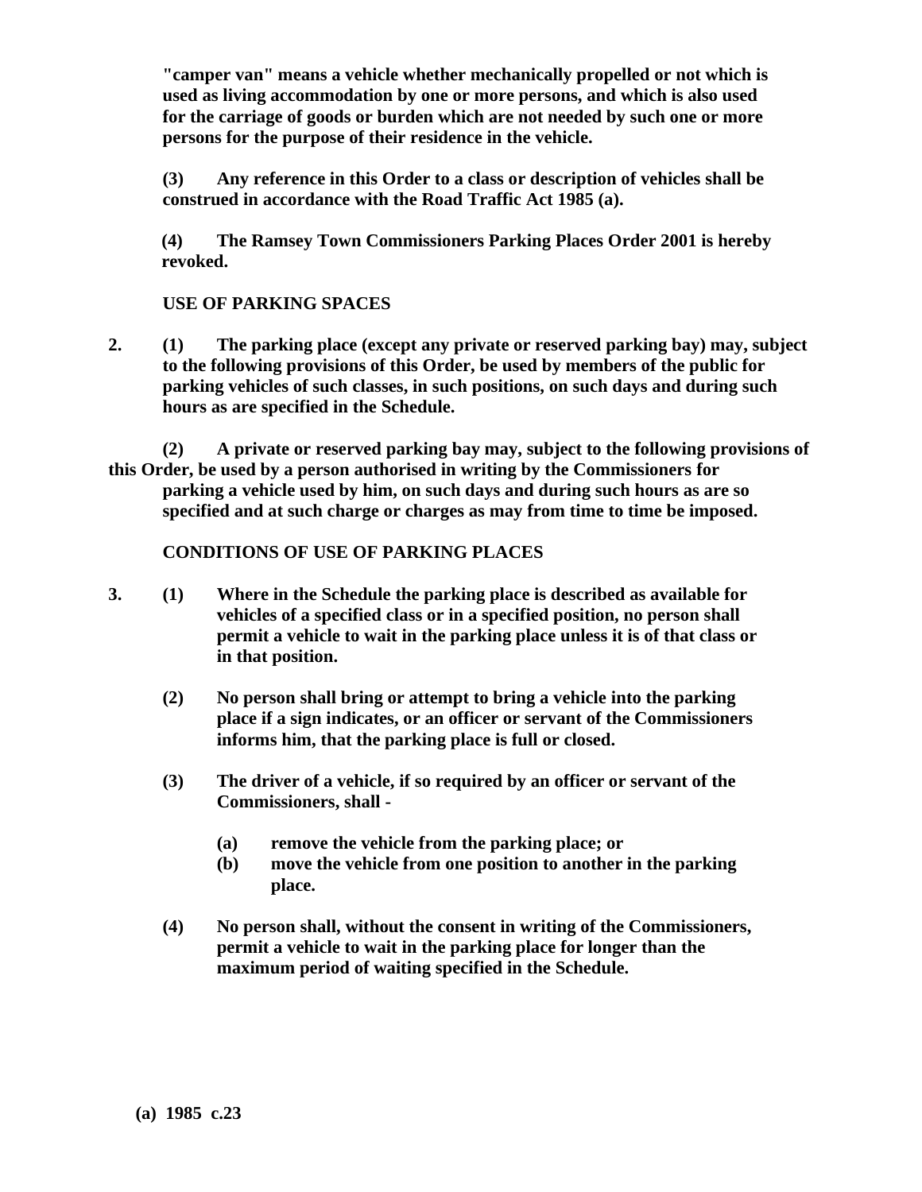**"camper van" means a vehicle whether mechanically propelled or not which is used as living accommodation by one or more persons, and which is also used for the carriage of goods or burden which are not needed by such one or more persons for the purpose of their residence in the vehicle.**

**(3) Any reference in this Order to a class or description of vehicles shall be construed in accordance with the Road Traffic Act 1985 (a).**

**(4) The Ramsey Town Commissioners Parking Places Order 2001 is hereby revoked.**

**USE OF PARKING SPACES**

**2. (1) The parking place (except any private or reserved parking bay) may, subject to the following provisions of this Order, be used by members of the public for parking vehicles of such classes, in such positions, on such days and during such hours as are specified in the Schedule.**

**(2) A private or reserved parking bay may, subject to the following provisions of this Order, be used by a person authorised in writing by the Commissioners for parking a vehicle used by him, on such days and during such hours as are so specified and at such charge or charges as may from time to time be imposed.**

**CONDITIONS OF USE OF PARKING PLACES**

**3. (1) Where in the Schedule the parking place is described as available for vehicles of a specified class or in a specified position, no person shall permit a vehicle to wait in the parking place unless it is of that class or in that position.**

**(2) No person shall bring or attempt to bring a vehicle into the parking place if a sign indicates, or an officer or servant of the Commissioners informs him, that the parking place is full or closed.**

**(3) The driver of a vehicle, if so required by an officer or servant of the Commissioners, shall -**

**(a) remove the vehicle from the parking place; or**
**(b) move the vehicle from one position to another in the parking place.**

**(4) No person shall, without the consent in writing of the Commissioners, permit a vehicle to wait in the parking place for longer than the maximum period of waiting specified in the Schedule.**

**(a) 1985 c.23**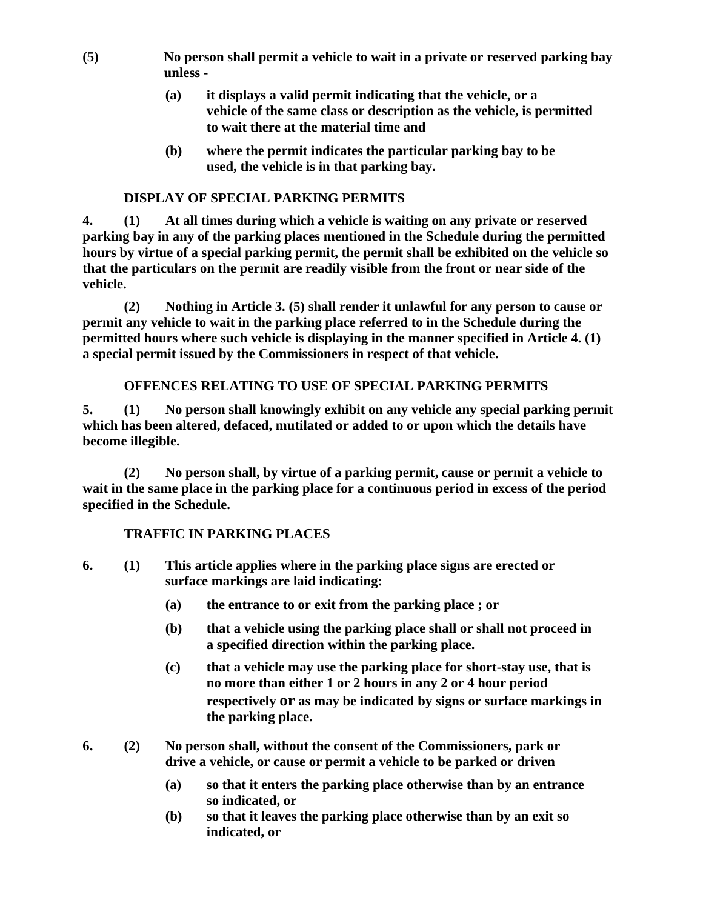**(5) No person shall permit a vehicle to wait in a private or reserved parking bay unless -**

> **(a) it displays a valid permit indicating that the vehicle, or a vehicle of the same class or description as the vehicle, is permitted to wait there at the material time and**
>
> **(b) where the permit indicates the particular parking bay to be used, the vehicle is in that parking bay.**

**DISPLAY OF SPECIAL PARKING PERMITS**

**4. (1) At all times during which a vehicle is waiting on any private or reserved parking bay in any of the parking places mentioned in the Schedule during the permitted hours by virtue of a special parking permit, the permit shall be exhibited on the vehicle so that the particulars on the permit are readily visible from the front or near side of the vehicle.**

**(2) Nothing in Article 3. (5) shall render it unlawful for any person to cause or permit any vehicle to wait in the parking place referred to in the Schedule during the permitted hours where such vehicle is displaying in the manner specified in Article 4. (1) a special permit issued by the Commissioners in respect of that vehicle.**

**OFFENCES RELATING TO USE OF SPECIAL PARKING PERMITS**

**5. (1) No person shall knowingly exhibit on any vehicle any special parking permit which has been altered, defaced, mutilated or added to or upon which the details have become illegible.**

**(2) No person shall, by virtue of a parking permit, cause or permit a vehicle to wait in the same place in the parking place for a continuous period in excess of the period specified in the Schedule.**

**TRAFFIC IN PARKING PLACES**

**6. (1) This article applies where in the parking place signs are erected or surface markings are laid indicating:**

> **(a) the entrance to or exit from the parking place ; or**
>
> **(b) that a vehicle using the parking place shall or shall not proceed in a specified direction within the parking place.**
>
> **(c) that a vehicle may use the parking place for short-stay use, that is no more than either 1 or 2 hours in any 2 or 4 hour period respectively or as may be indicated by signs or surface markings in the parking place.**

**6. (2) No person shall, without the consent of the Commissioners, park or drive a vehicle, or cause or permit a vehicle to be parked or driven**

> **(a) so that it enters the parking place otherwise than by an entrance so indicated, or**
>
> **(b) so that it leaves the parking place otherwise than by an exit so indicated, or**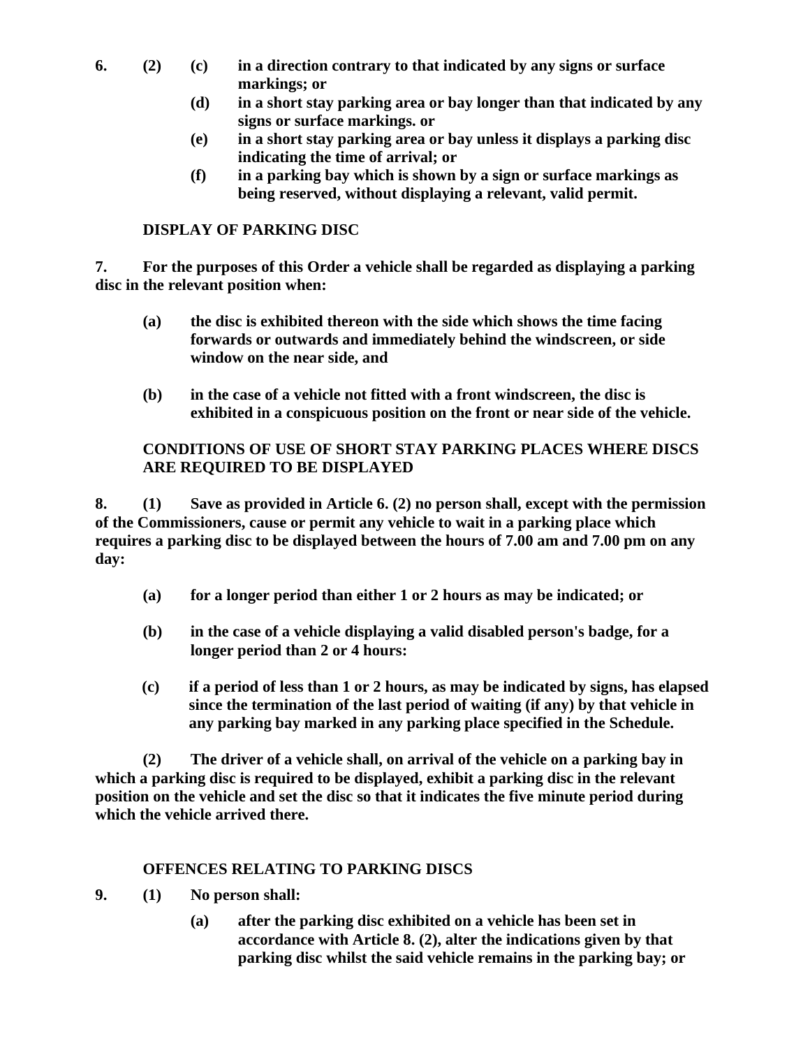**6. (2) (c) in a direction contrary to that indicated by any signs or surface markings; or**

**(d) in a short stay parking area or bay longer than that indicated by any signs or surface markings. or**

**(e) in a short stay parking area or bay unless it displays a parking disc indicating the time of arrival; or**

**(f) in a parking bay which is shown by a sign or surface markings as being reserved, without displaying a relevant, valid permit.**

**DISPLAY OF PARKING DISC**

**7. For the purposes of this Order a vehicle shall be regarded as displaying a parking disc in the relevant position when:**

**(a) the disc is exhibited thereon with the side which shows the time facing forwards or outwards and immediately behind the windscreen, or side window on the near side, and**

**(b) in the case of a vehicle not fitted with a front windscreen, the disc is exhibited in a conspicuous position on the front or near side of the vehicle.**

**CONDITIONS OF USE OF SHORT STAY PARKING PLACES WHERE DISCS ARE REQUIRED TO BE DISPLAYED**

**8. (1) Save as provided in Article 6. (2) no person shall, except with the permission of the Commissioners, cause or permit any vehicle to wait in a parking place which requires a parking disc to be displayed between the hours of 7.00 am and 7.00 pm on any day:**

**(a) for a longer period than either 1 or 2 hours as may be indicated; or**

**(b) in the case of a vehicle displaying a valid disabled person's badge, for a longer period than 2 or 4 hours:**

**(c) if a period of less than 1 or 2 hours, as may be indicated by signs, has elapsed since the termination of the last period of waiting (if any) by that vehicle in any parking bay marked in any parking place specified in the Schedule.**

**(2) The driver of a vehicle shall, on arrival of the vehicle on a parking bay in which a parking disc is required to be displayed, exhibit a parking disc in the relevant position on the vehicle and set the disc so that it indicates the five minute period during which the vehicle arrived there.**

**OFFENCES RELATING TO PARKING DISCS**

**9. (1) No person shall:**

**(a) after the parking disc exhibited on a vehicle has been set in accordance with Article 8. (2), alter the indications given by that parking disc whilst the said vehicle remains in the parking bay; or**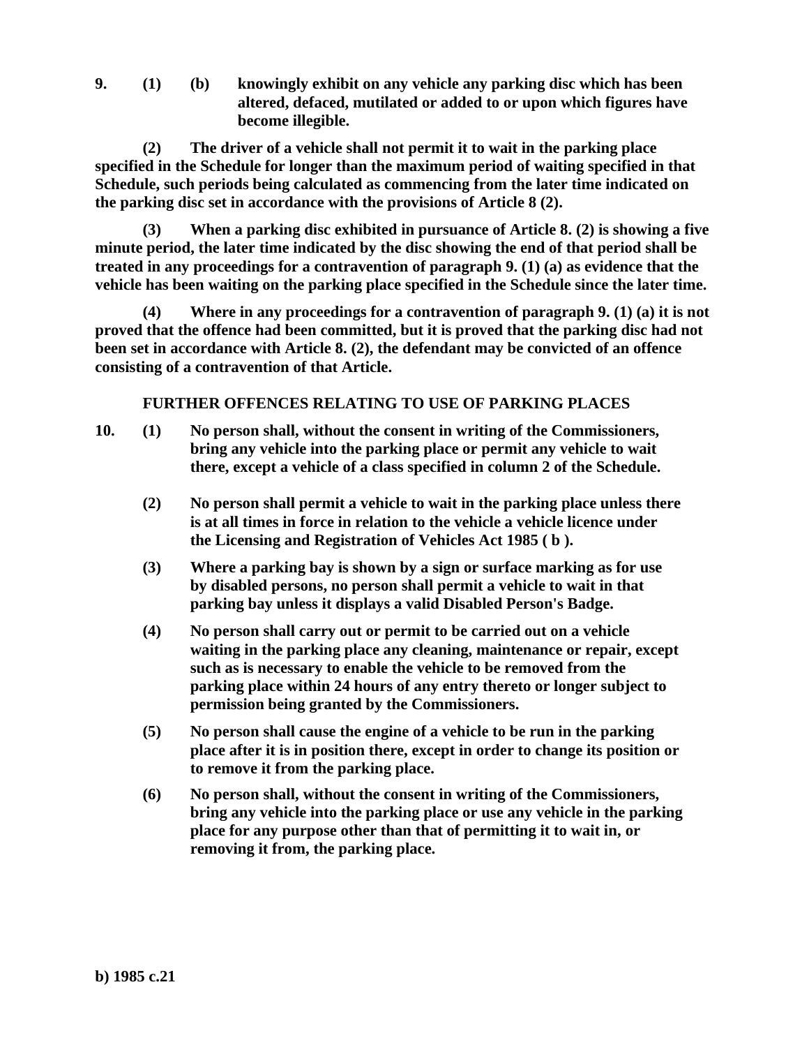**9. (1) (b) knowingly exhibit on any vehicle any parking disc which has been altered, defaced, mutilated or added to or upon which figures have become illegible.**

**(2) The driver of a vehicle shall not permit it to wait in the parking place specified in the Schedule for longer than the maximum period of waiting specified in that Schedule, such periods being calculated as commencing from the later time indicated on the parking disc set in accordance with the provisions of Article 8 (2).**

**(3) When a parking disc exhibited in pursuance of Article 8. (2) is showing a five minute period, the later time indicated by the disc showing the end of that period shall be treated in any proceedings for a contravention of paragraph 9. (1) (a) as evidence that the vehicle has been waiting on the parking place specified in the Schedule since the later time.**

**(4) Where in any proceedings for a contravention of paragraph 9. (1) (a) it is not proved that the offence had been committed, but it is proved that the parking disc had not been set in accordance with Article 8. (2), the defendant may be convicted of an offence consisting of a contravention of that Article.**

**FURTHER OFFENCES RELATING TO USE OF PARKING PLACES**

**10. (1) No person shall, without the consent in writing of the Commissioners, bring any vehicle into the parking place or permit any vehicle to wait there, except a vehicle of a class specified in column 2 of the Schedule.**

**(2) No person shall permit a vehicle to wait in the parking place unless there is at all times in force in relation to the vehicle a vehicle licence under the Licensing and Registration of Vehicles Act 1985 ( b ).**

**(3) Where a parking bay is shown by a sign or surface marking as for use by disabled persons, no person shall permit a vehicle to wait in that parking bay unless it displays a valid Disabled Person's Badge.**

**(4) No person shall carry out or permit to be carried out on a vehicle waiting in the parking place any cleaning, maintenance or repair, except such as is necessary to enable the vehicle to be removed from the parking place within 24 hours of any entry thereto or longer subject to permission being granted by the Commissioners.**

**(5) No person shall cause the engine of a vehicle to be run in the parking place after it is in position there, except in order to change its position or to remove it from the parking place.**

**(6) No person shall, without the consent in writing of the Commissioners, bring any vehicle into the parking place or use any vehicle in the parking place for any purpose other than that of permitting it to wait in, or removing it from, the parking place.**

**b) 1985 c.21**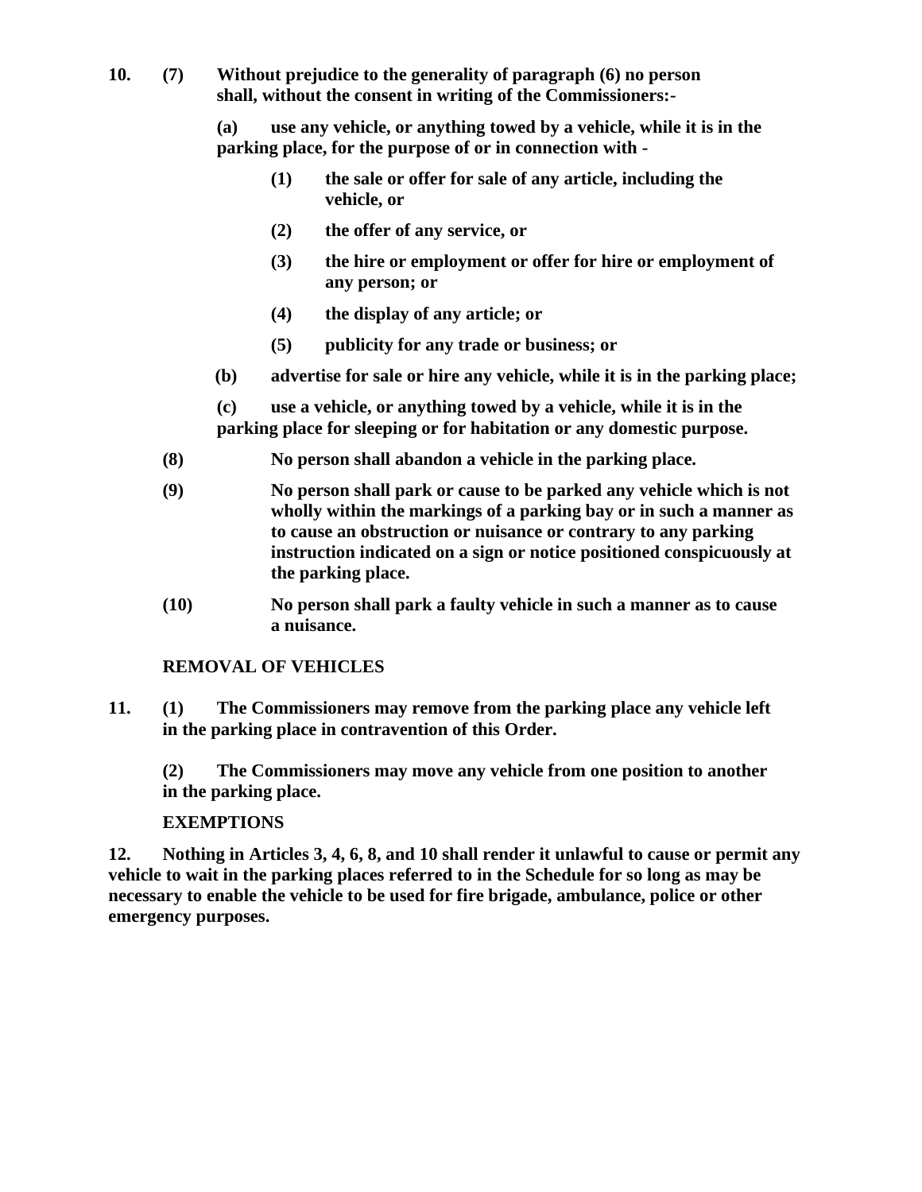**10. (7) Without prejudice to the generality of paragraph (6) no person shall, without the consent in writing of the Commissioners:-**

**(a) use any vehicle, or anything towed by a vehicle, while it is in the parking place, for the purpose of or in connection with -**

**(1) the sale or offer for sale of any article, including the vehicle, or**

**(2) the offer of any service, or**

**(3) the hire or employment or offer for hire or employment of any person; or**

**(4) the display of any article; or**

**(5) publicity for any trade or business; or**

**(b) advertise for sale or hire any vehicle, while it is in the parking place;**

**(c) use a vehicle, or anything towed by a vehicle, while it is in the parking place for sleeping or for habitation or any domestic purpose.**

**(8) No person shall abandon a vehicle in the parking place.**

**(9) No person shall park or cause to be parked any vehicle which is not wholly within the markings of a parking bay or in such a manner as to cause an obstruction or nuisance or contrary to any parking instruction indicated on a sign or notice positioned conspicuously at the parking place.**

**(10) No person shall park a faulty vehicle in such a manner as to cause a nuisance.**

**REMOVAL OF VEHICLES**

**11. (1) The Commissioners may remove from the parking place any vehicle left in the parking place in contravention of this Order.**

**(2) The Commissioners may move any vehicle from one position to another in the parking place.**

**EXEMPTIONS**

**12. Nothing in Articles 3, 4, 6, 8, and 10 shall render it unlawful to cause or permit any vehicle to wait in the parking places referred to in the Schedule for so long as may be necessary to enable the vehicle to be used for fire brigade, ambulance, police or other emergency purposes.**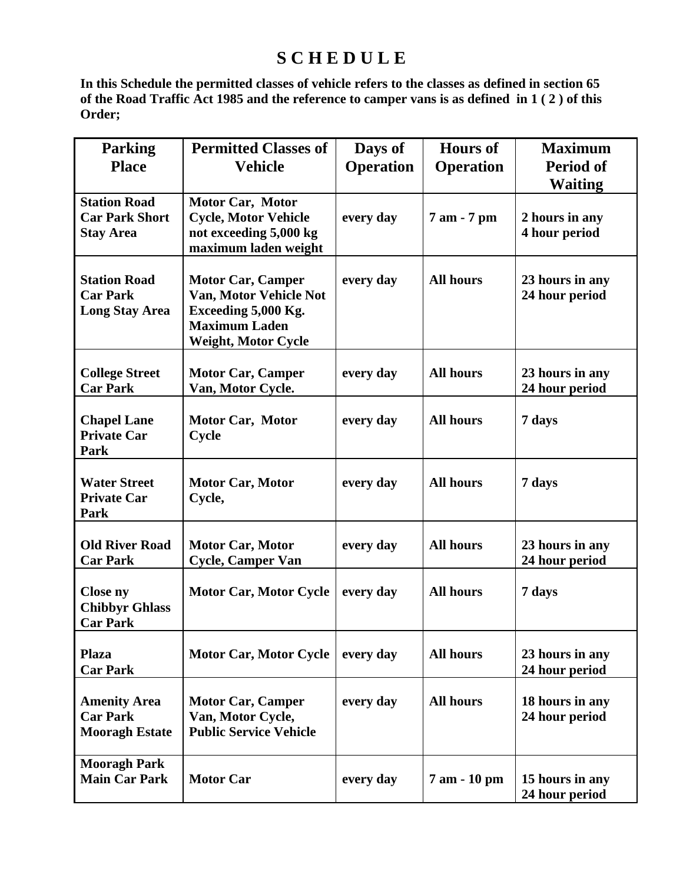# S C H E D U L E

**In this Schedule the permitted classes of vehicle refers to the classes as defined in section 65 of the Road Traffic Act 1985 and the reference to camper vans is as defined in 1 ( 2 ) of this Order;**

| Parking Place | Permitted Classes of Vehicle | Days of Operation | Hours of Operation | Maximum Period of Waiting |
|---|---|---|---|---|
| **Station Road Car Park Short Stay Area** | **Motor Car, Motor Cycle, Motor Vehicle not exceeding 5,000 kg maximum laden weight** | **every day** | **7 am - 7 pm** | **2 hours in any 4 hour period** |
| **Station Road Car Park Long Stay Area** | **Motor Car, Camper Van, Motor Vehicle Not Exceeding 5,000 Kg. Maximum Laden Weight, Motor Cycle** | **every day** | **All hours** | **23 hours in any 24 hour period** |
| **College Street Car Park** | **Motor Car, Camper Van, Motor Cycle.** | **every day** | **All hours** | **23 hours in any 24 hour period** |
| **Chapel Lane Private Car Park** | **Motor Car, Motor Cycle** | **every day** | **All hours** | **7 days** |
| **Water Street Private Car Park** | **Motor Car, Motor Cycle,** | **every day** | **All hours** | **7 days** |
| **Old River Road Car Park** | **Motor Car, Motor Cycle, Camper Van** | **every day** | **All hours** | **23 hours in any 24 hour period** |
| **Close ny Chibbyr Ghlass Car Park** | **Motor Car, Motor Cycle** | **every day** | **All hours** | **7 days** |
| **Plaza Car Park** | **Motor Car, Motor Cycle** | **every day** | **All hours** | **23 hours in any 24 hour period** |
| **Amenity Area Car Park Mooragh Estate** | **Motor Car, Camper Van, Motor Cycle, Public Service Vehicle** | **every day** | **All hours** | **18 hours in any 24 hour period** |
| **Mooragh Park Main Car Park** | **Motor Car** | **every day** | **7 am - 10 pm** | **15 hours in any 24 hour period** |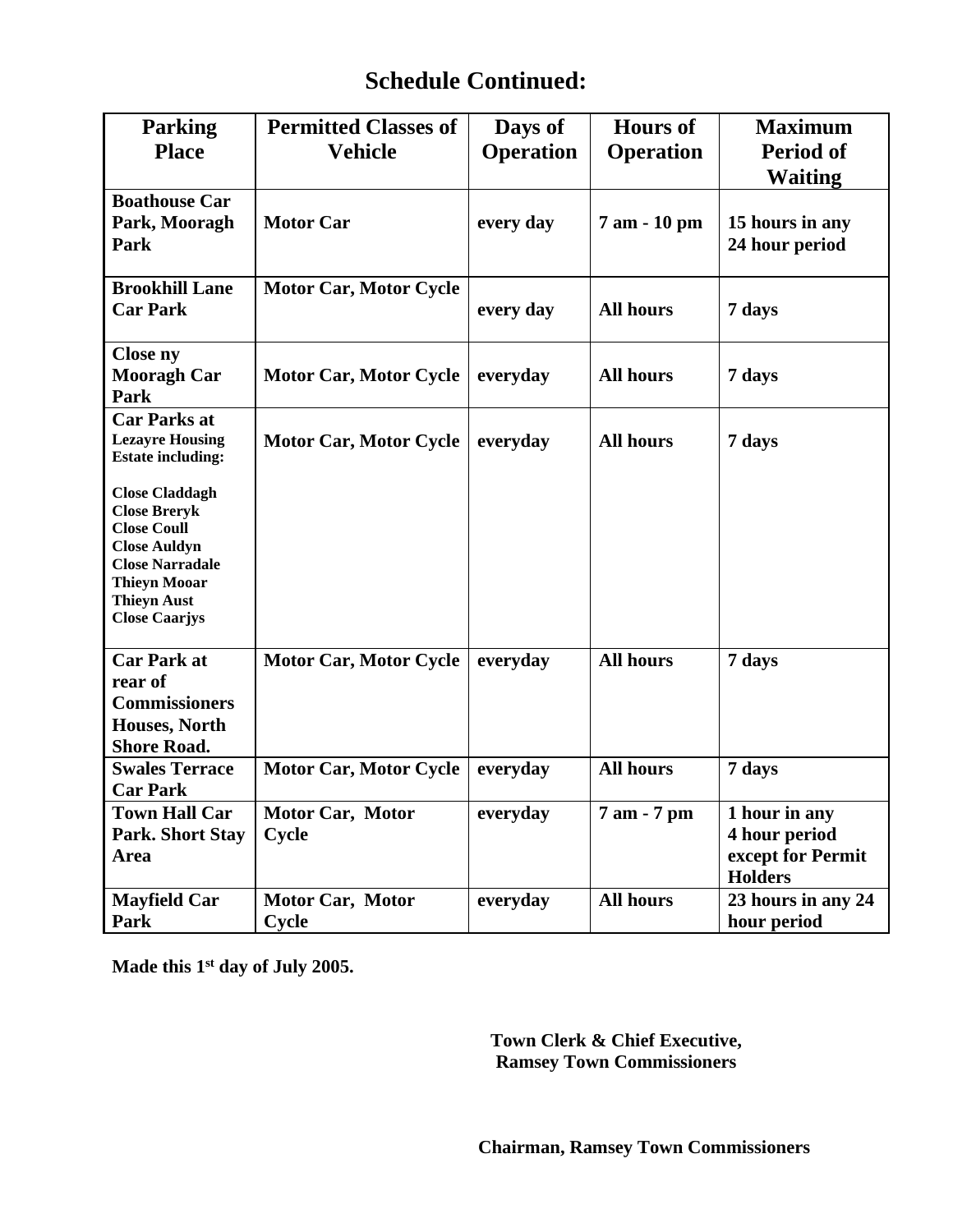# Schedule Continued:

| Parking Place | Permitted Classes of Vehicle | Days of Operation | Hours of Operation | Maximum Period of Waiting |
|---|---|---|---|---|
| **Boathouse Car Park, Mooragh Park** | **Motor Car** | **every day** | **7 am - 10 pm** | **15 hours in any 24 hour period** |
| **Brookhill Lane Car Park** | **Motor Car, Motor Cycle** | **every day** | **All hours** | **7 days** |
| **Close ny Mooragh Car Park** | **Motor Car, Motor Cycle** | **everyday** | **All hours** | **7 days** |
| **Car Parks at Lezayre Housing Estate including:** <br><br> **Close Claddagh** <br> **Close Breryk** <br> **Close Coull** <br> **Close Auldyn** <br> **Close Narradale** <br> **Thieyn Mooar** <br> **Thieyn Aust** <br> **Close Caarjys** | **Motor Car, Motor Cycle** | **everyday** | **All hours** | **7 days** |
| **Car Park at rear of Commissioners Houses, North Shore Road.** | **Motor Car, Motor Cycle** | **everyday** | **All hours** | **7 days** |
| **Swales Terrace Car Park** | **Motor Car, Motor Cycle** | **everyday** | **All hours** | **7 days** |
| **Town Hall Car Park. Short Stay Area** | **Motor Car, Motor Cycle** | **everyday** | **7 am - 7 pm** | **1 hour in any 4 hour period except for Permit Holders** |
| **Mayfield Car Park** | **Motor Car, Motor Cycle** | **everyday** | **All hours** | **23 hours in any 24 hour period** |

**Made this 1st day of July 2005.**

**Town Clerk & Chief Executive,**
**Ramsey Town Commissioners**

**Chairman, Ramsey Town Commissioners**